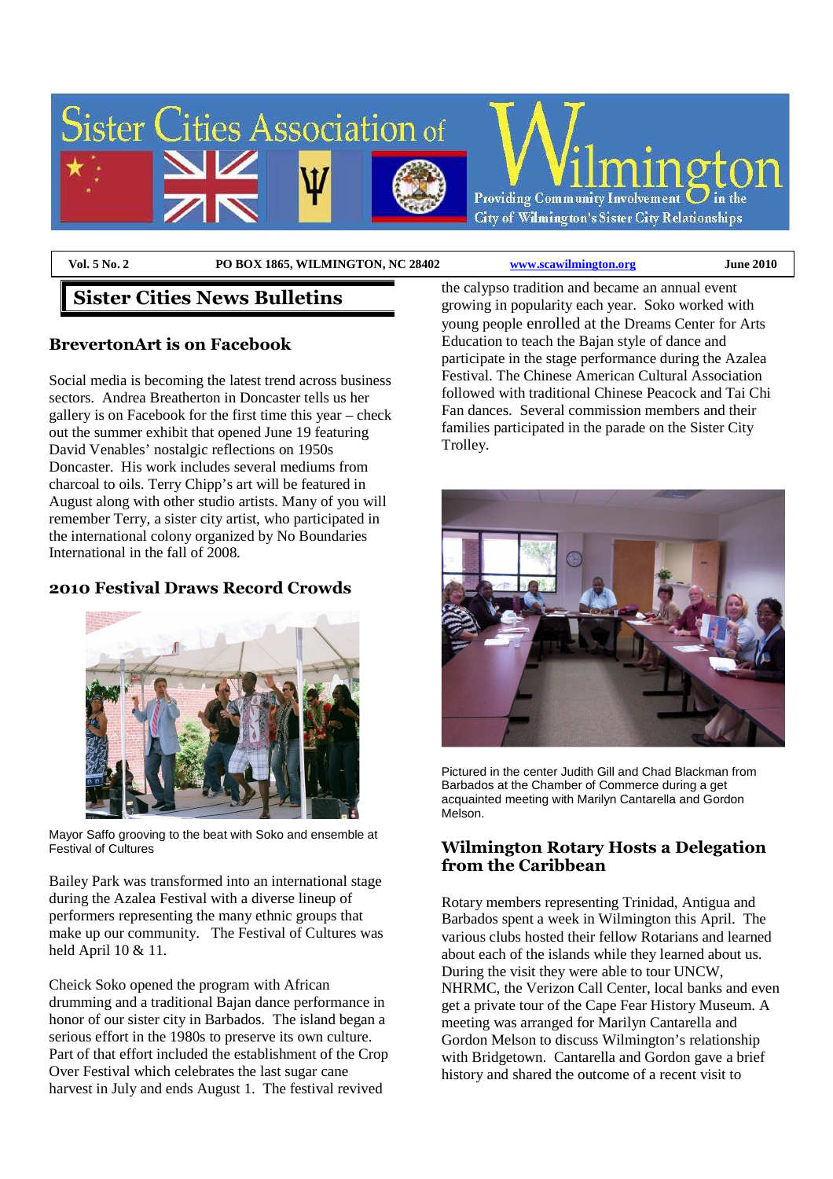# Sister Cities Association of Wilmington

Providing Community Involvement in the City of Wilmington's Sister City Relationships

Vol. 5 No. 2 | PO BOX 1865, WILMINGTON, NC 28402 | www.scawilmington.org | June 2010

## Sister Cities News Bulletins

### BrevertonArt is on Facebook

Social media is becoming the latest trend across business sectors. Andrea Breatherton in Doncaster tells us her gallery is on Facebook for the first time this year – check out the summer exhibit that opened June 19 featuring David Venables' nostalgic reflections on 1950s Doncaster. His work includes several mediums from charcoal to oils. Terry Chipp's art will be featured in August along with other studio artists. Many of you will remember Terry, a sister city artist, who participated in the international colony organized by No Boundaries International in the fall of 2008.

### 2010 Festival Draws Record Crowds

Mayor Saffo grooving to the beat with Soko and ensemble at Festival of Cultures

Bailey Park was transformed into an international stage during the Azalea Festival with a diverse lineup of performers representing the many ethnic groups that make up our community. The Festival of Cultures was held April 10 & 11.

Cheick Soko opened the program with African drumming and a traditional Bajan dance performance in honor of our sister city in Barbados. The island began a serious effort in the 1980s to preserve its own culture. Part of that effort included the establishment of the Crop Over Festival which celebrates the last sugar cane harvest in July and ends August 1. The festival revived the calypso tradition and became an annual event growing in popularity each year. Soko worked with young people enrolled at the Dreams Center for Arts Education to teach the Bajan style of dance and participate in the stage performance during the Azalea Festival. The Chinese American Cultural Association followed with traditional Chinese Peacock and Tai Chi Fan dances. Several commission members and their families participated in the parade on the Sister City Trolley.

Pictured in the center Judith Gill and Chad Blackman from Barbados at the Chamber of Commerce during a get acquainted meeting with Marilyn Cantarella and Gordon Melson.

### Wilmington Rotary Hosts a Delegation from the Caribbean

Rotary members representing Trinidad, Antigua and Barbados spent a week in Wilmington this April. The various clubs hosted their fellow Rotarians and learned about each of the islands while they learned about us. During the visit they were able to tour UNCW, NHRMC, the Verizon Call Center, local banks and even get a private tour of the Cape Fear History Museum. A meeting was arranged for Marilyn Cantarella and Gordon Melson to discuss Wilmington's relationship with Bridgetown. Cantarella and Gordon gave a brief history and shared the outcome of a recent visit to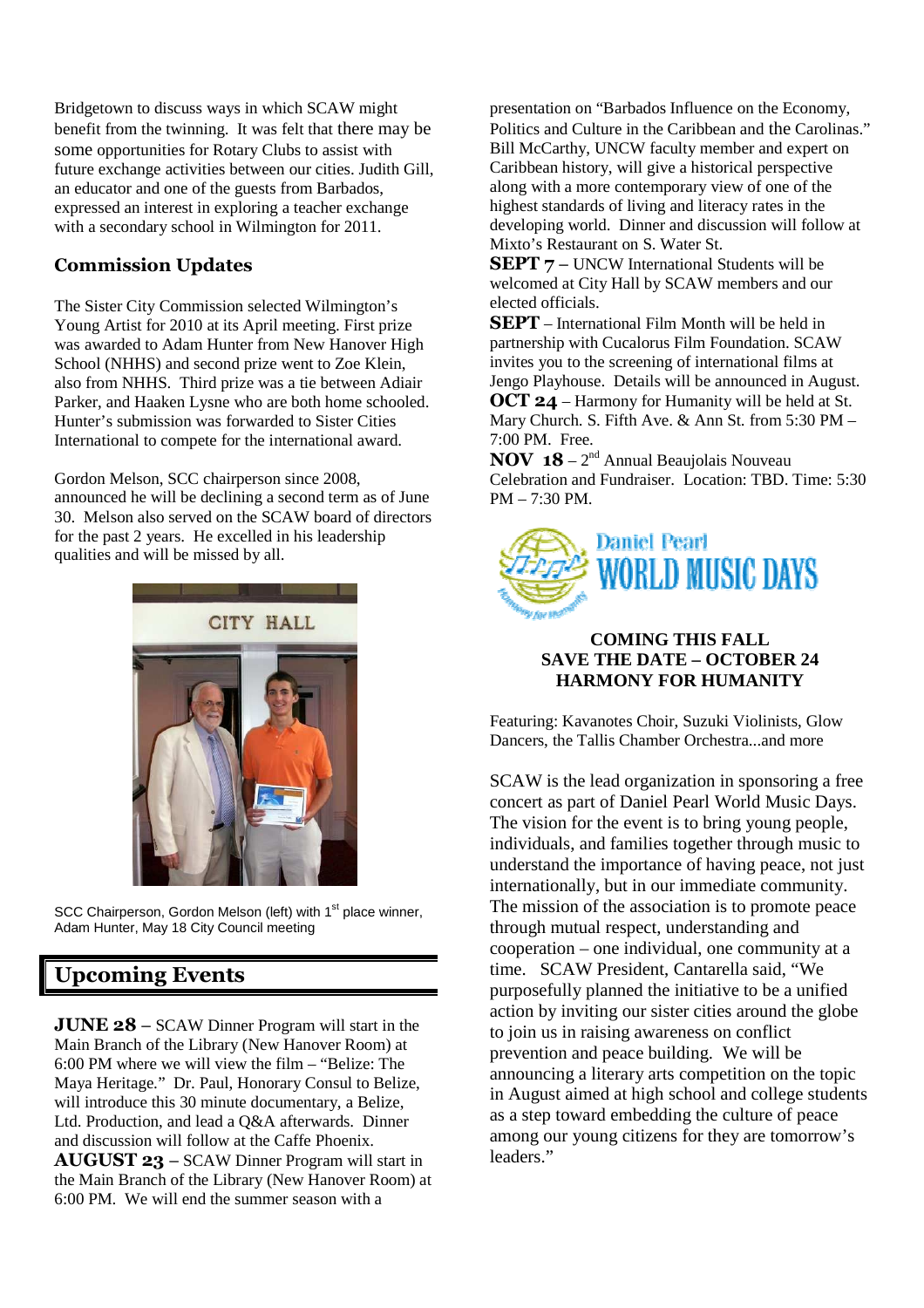Bridgetown to discuss ways in which SCAW might benefit from the twinning. It was felt that there may be some opportunities for Rotary Clubs to assist with future exchange activities between our cities. Judith Gill, an educator and one of the guests from Barbados, expressed an interest in exploring a teacher exchange with a secondary school in Wilmington for 2011.

## Commission Updates

The Sister City Commission selected Wilmington's Young Artist for 2010 at its April meeting. First prize was awarded to Adam Hunter from New Hanover High School (NHHS) and second prize went to Zoe Klein, also from NHHS. Third prize was a tie between Adiair Parker, and Haaken Lysne who are both home schooled. Hunter's submission was forwarded to Sister Cities International to compete for the international award.

Gordon Melson, SCC chairperson since 2008, announced he will be declining a second term as of June 30. Melson also served on the SCAW board of directors for the past 2 years. He excelled in his leadership qualities and will be missed by all.

SCC Chairperson, Gordon Melson (left) with 1st place winner, Adam Hunter, May 18 City Council meeting

## Upcoming Events

**JUNE 28** – SCAW Dinner Program will start in the Main Branch of the Library (New Hanover Room) at 6:00 PM where we will view the film – "Belize: The Maya Heritage." Dr. Paul, Honorary Consul to Belize, will introduce this 30 minute documentary, a Belize, Ltd. Production, and lead a Q&A afterwards. Dinner and discussion will follow at the Caffe Phoenix.

**AUGUST 23** – SCAW Dinner Program will start in the Main Branch of the Library (New Hanover Room) at 6:00 PM. We will end the summer season with a presentation on "Barbados Influence on the Economy, Politics and Culture in the Caribbean and the Carolinas." Bill McCarthy, UNCW faculty member and expert on Caribbean history, will give a historical perspective along with a more contemporary view of one of the highest standards of living and literacy rates in the developing world. Dinner and discussion will follow at Mixto's Restaurant on S. Water St.

**SEPT 7** – UNCW International Students will be welcomed at City Hall by SCAW members and our elected officials.

**SEPT** – International Film Month will be held in partnership with Cucalorus Film Foundation. SCAW invites you to the screening of international films at Jengo Playhouse. Details will be announced in August.

**OCT 24** – Harmony for Humanity will be held at St. Mary Church. S. Fifth Ave. & Ann St. from 5:30 PM – 7:00 PM. Free.

**NOV 18** – 2nd Annual Beaujolais Nouveau Celebration and Fundraiser. Location: TBD. Time: 5:30 PM – 7:30 PM.

Daniel Pearl WORLD MUSIC DAYS

**COMING THIS FALL**
**SAVE THE DATE – OCTOBER 24**
**HARMONY FOR HUMANITY**

Featuring: Kavanotes Choir, Suzuki Violinists, Glow Dancers, the Tallis Chamber Orchestra...and more

SCAW is the lead organization in sponsoring a free concert as part of Daniel Pearl World Music Days. The vision for the event is to bring young people, individuals, and families together through music to understand the importance of having peace, not just internationally, but in our immediate community. The mission of the association is to promote peace through mutual respect, understanding and cooperation – one individual, one community at a time. SCAW President, Cantarella said, "We purposefully planned the initiative to be a unified action by inviting our sister cities around the globe to join us in raising awareness on conflict prevention and peace building. We will be announcing a literary arts competition on the topic in August aimed at high school and college students as a step toward embedding the culture of peace among our young citizens for they are tomorrow's leaders."